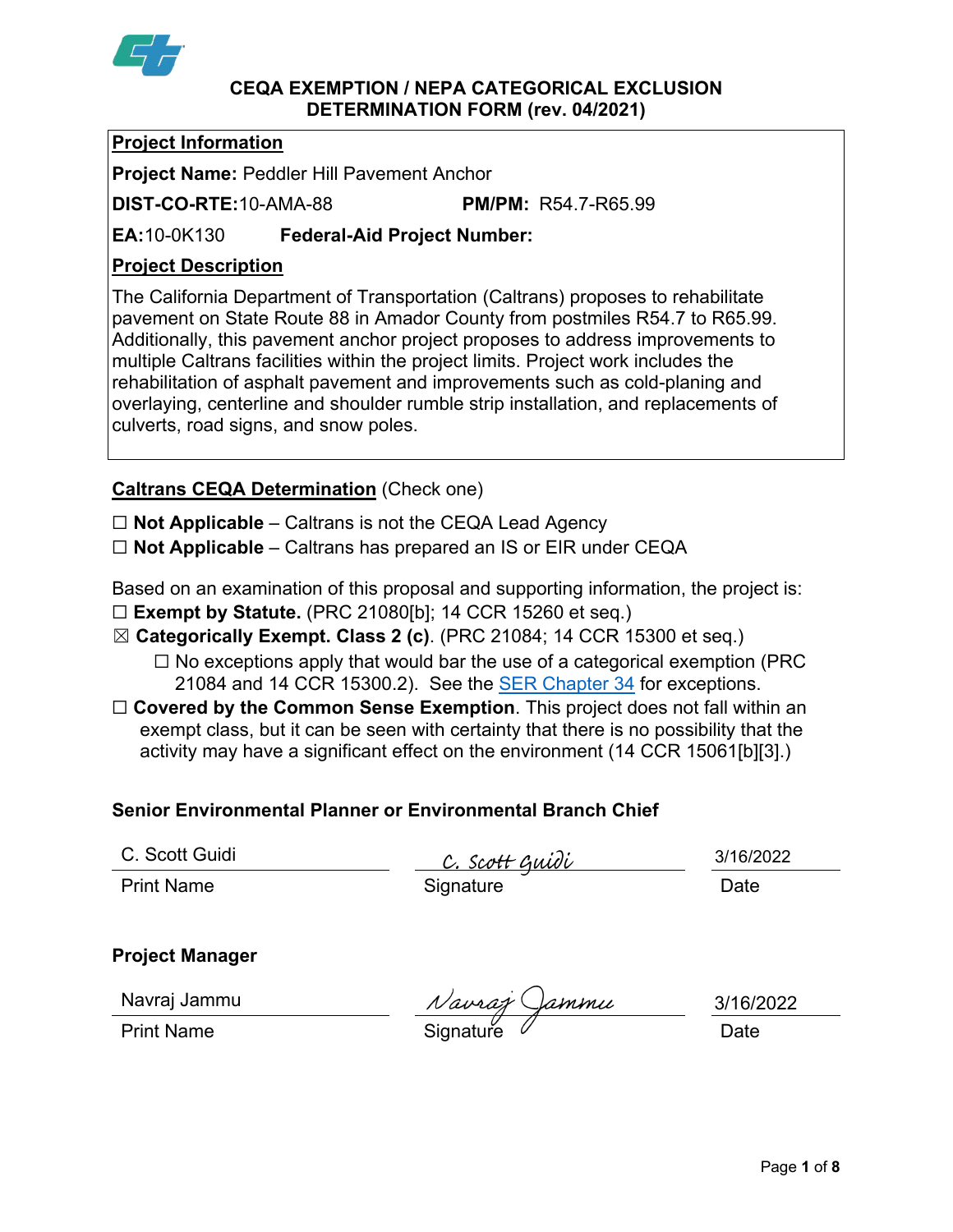# CEQA EXEMPTION / NEPA CATEGORICAL EXCLUSION DETERMINATION FORM (rev. 04/2021)

**Project Information**

**Project Name:** Peddler Hill Pavement Anchor

**DIST-CO-RTE:** 10-AMA-88 **PM/PM:** R54.7-R65.99

**EA:** 10-0K130 **Federal-Aid Project Number:**

**Project Description**

The California Department of Transportation (Caltrans) proposes to rehabilitate pavement on State Route 88 in Amador County from postmiles R54.7 to R65.99. Additionally, this pavement anchor project proposes to address improvements to multiple Caltrans facilities within the project limits. Project work includes the rehabilitation of asphalt pavement and improvements such as cold-planing and overlaying, centerline and shoulder rumble strip installation, and replacements of culverts, road signs, and snow poles.

**Caltrans CEQA Determination** (Check one)

☐ **Not Applicable** – Caltrans is not the CEQA Lead Agency

☐ **Not Applicable** – Caltrans has prepared an IS or EIR under CEQA

Based on an examination of this proposal and supporting information, the project is:

☐ **Exempt by Statute.** (PRC 21080[b]; 14 CCR 15260 et seq.)

☒ **Categorically Exempt. Class 2 (c)**. (PRC 21084; 14 CCR 15300 et seq.)

  ☐ No exceptions apply that would bar the use of a categorical exemption (PRC 21084 and 14 CCR 15300.2). See the SER Chapter 34 for exceptions.

☐ **Covered by the Common Sense Exemption**. This project does not fall within an exempt class, but it can be seen with certainty that there is no possibility that the activity may have a significant effect on the environment (14 CCR 15061[b][3].)

**Senior Environmental Planner or Environmental Branch Chief**

| C. Scott Guidi | C. Scott Guidi | 3/16/2022 |
|---|---|---|
| Print Name | Signature | Date |

**Project Manager**

| Navraj Jammu | Navraj Jammu | 3/16/2022 |
|---|---|---|
| Print Name | Signature | Date |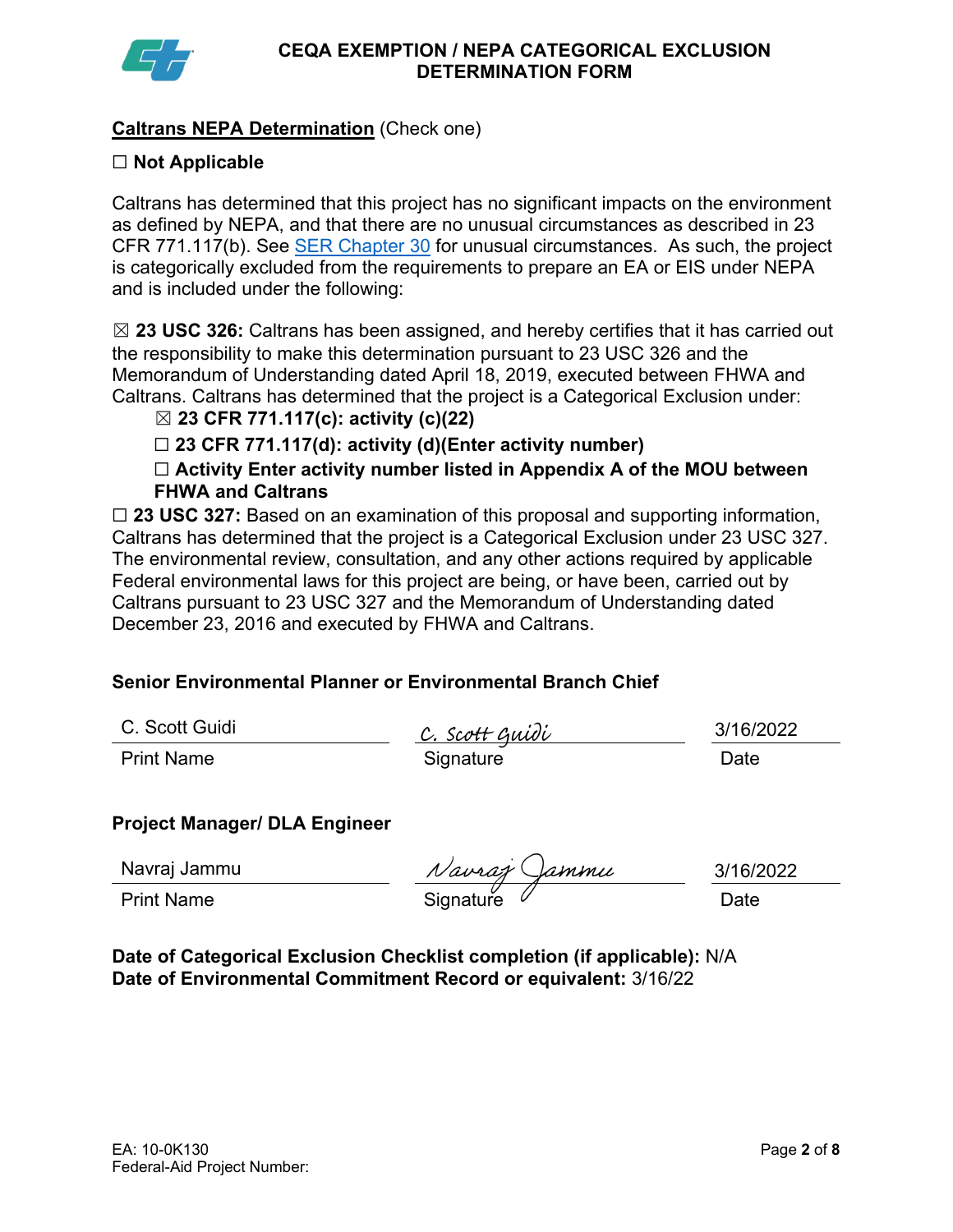# CEQA EXEMPTION / NEPA CATEGORICAL EXCLUSION DETERMINATION FORM

**Caltrans NEPA Determination** (Check one)

☐ **Not Applicable**

Caltrans has determined that this project has no significant impacts on the environment as defined by NEPA, and that there are no unusual circumstances as described in 23 CFR 771.117(b). See SER Chapter 30 for unusual circumstances. As such, the project is categorically excluded from the requirements to prepare an EA or EIS under NEPA and is included under the following:

☒ **23 USC 326:** Caltrans has been assigned, and hereby certifies that it has carried out the responsibility to make this determination pursuant to 23 USC 326 and the Memorandum of Understanding dated April 18, 2019, executed between FHWA and Caltrans. Caltrans has determined that the project is a Categorical Exclusion under:

- ☒ **23 CFR 771.117(c): activity (c)(22)**
- ☐ **23 CFR 771.117(d): activity (d)(Enter activity number)**
- ☐ **Activity Enter activity number listed in Appendix A of the MOU between FHWA and Caltrans**

☐ **23 USC 327:** Based on an examination of this proposal and supporting information, Caltrans has determined that the project is a Categorical Exclusion under 23 USC 327. The environmental review, consultation, and any other actions required by applicable Federal environmental laws for this project are being, or have been, carried out by Caltrans pursuant to 23 USC 327 and the Memorandum of Understanding dated December 23, 2016 and executed by FHWA and Caltrans.

**Senior Environmental Planner or Environmental Branch Chief**

| C. Scott Guidi | C. Scott Guidi | 3/16/2022 |
|---|---|---|
| Print Name | Signature | Date |

**Project Manager/ DLA Engineer**

| Navraj Jammu | Navraj Jammu | 3/16/2022 |
|---|---|---|
| Print Name | Signature | Date |

**Date of Categorical Exclusion Checklist completion (if applicable):** N/A
**Date of Environmental Commitment Record or equivalent:** 3/16/22

EA: 10-0K130
Federal-Aid Project Number: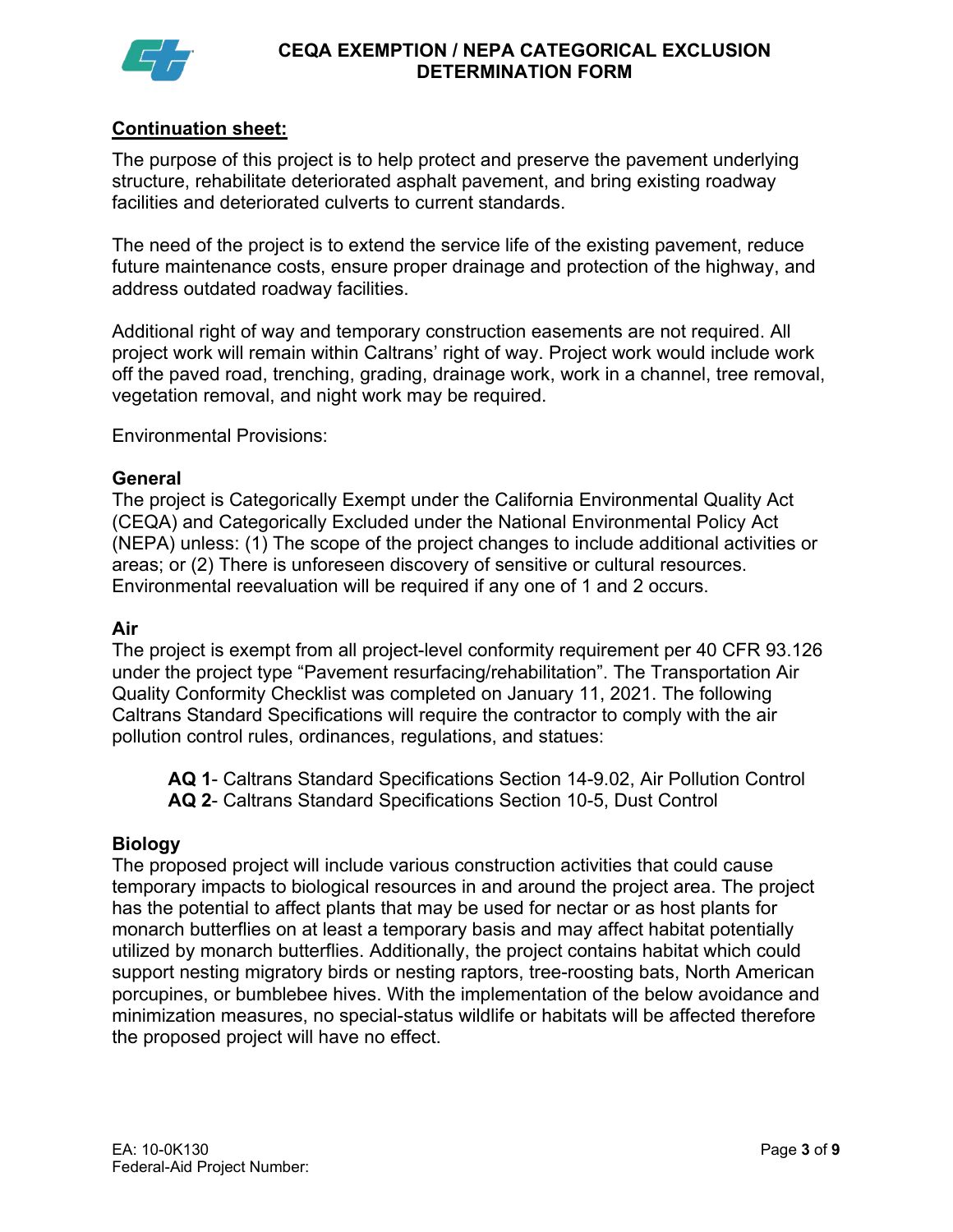**Continuation sheet:**

The purpose of this project is to help protect and preserve the pavement underlying structure, rehabilitate deteriorated asphalt pavement, and bring existing roadway facilities and deteriorated culverts to current standards.

The need of the project is to extend the service life of the existing pavement, reduce future maintenance costs, ensure proper drainage and protection of the highway, and address outdated roadway facilities.

Additional right of way and temporary construction easements are not required. All project work will remain within Caltrans' right of way. Project work would include work off the paved road, trenching, grading, drainage work, work in a channel, tree removal, vegetation removal, and night work may be required.

Environmental Provisions:

**General**

The project is Categorically Exempt under the California Environmental Quality Act (CEQA) and Categorically Excluded under the National Environmental Policy Act (NEPA) unless: (1) The scope of the project changes to include additional activities or areas; or (2) There is unforeseen discovery of sensitive or cultural resources. Environmental reevaluation will be required if any one of 1 and 2 occurs.

**Air**

The project is exempt from all project-level conformity requirement per 40 CFR 93.126 under the project type "Pavement resurfacing/rehabilitation". The Transportation Air Quality Conformity Checklist was completed on January 11, 2021. The following Caltrans Standard Specifications will require the contractor to comply with the air pollution control rules, ordinances, regulations, and statues:

> **AQ 1**- Caltrans Standard Specifications Section 14-9.02, Air Pollution Control
> **AQ 2**- Caltrans Standard Specifications Section 10-5, Dust Control

**Biology**

The proposed project will include various construction activities that could cause temporary impacts to biological resources in and around the project area. The project has the potential to affect plants that may be used for nectar or as host plants for monarch butterflies on at least a temporary basis and may affect habitat potentially utilized by monarch butterflies. Additionally, the project contains habitat which could support nesting migratory birds or nesting raptors, tree-roosting bats, North American porcupines, or bumblebee hives. With the implementation of the below avoidance and minimization measures, no special-status wildlife or habitats will be affected therefore the proposed project will have no effect.

EA: 10-0K130
Federal-Aid Project Number: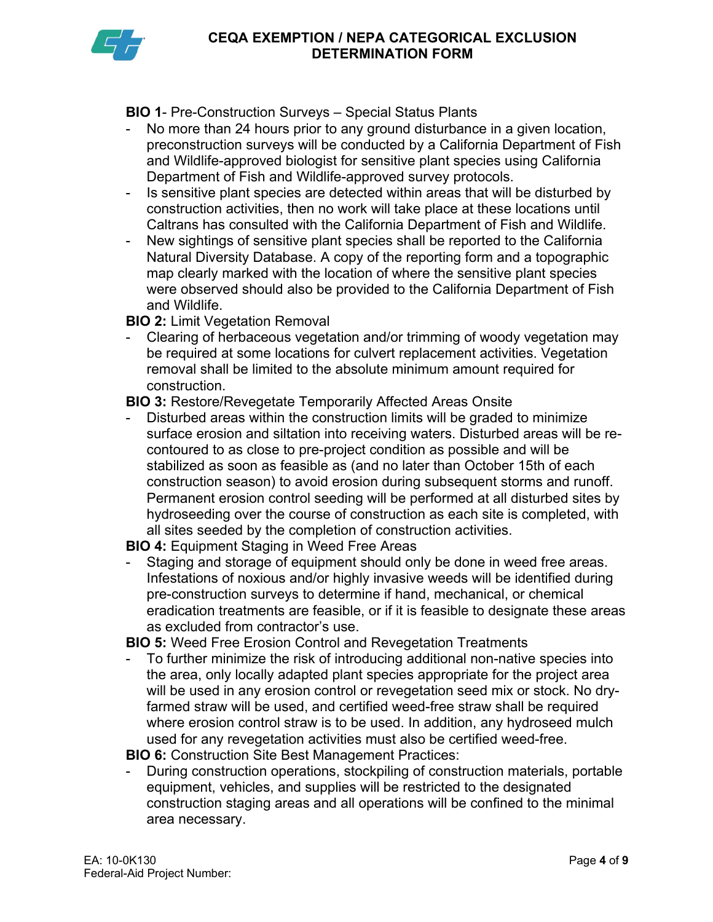**BIO 1**- Pre-Construction Surveys – Special Status Plants

- No more than 24 hours prior to any ground disturbance in a given location, preconstruction surveys will be conducted by a California Department of Fish and Wildlife-approved biologist for sensitive plant species using California Department of Fish and Wildlife-approved survey protocols.
- Is sensitive plant species are detected within areas that will be disturbed by construction activities, then no work will take place at these locations until Caltrans has consulted with the California Department of Fish and Wildlife.
- New sightings of sensitive plant species shall be reported to the California Natural Diversity Database. A copy of the reporting form and a topographic map clearly marked with the location of where the sensitive plant species were observed should also be provided to the California Department of Fish and Wildlife.

**BIO 2:** Limit Vegetation Removal

- Clearing of herbaceous vegetation and/or trimming of woody vegetation may be required at some locations for culvert replacement activities. Vegetation removal shall be limited to the absolute minimum amount required for construction.

**BIO 3:** Restore/Revegetate Temporarily Affected Areas Onsite

- Disturbed areas within the construction limits will be graded to minimize surface erosion and siltation into receiving waters. Disturbed areas will be re-contoured to as close to pre-project condition as possible and will be stabilized as soon as feasible as (and no later than October 15th of each construction season) to avoid erosion during subsequent storms and runoff. Permanent erosion control seeding will be performed at all disturbed sites by hydroseeding over the course of construction as each site is completed, with all sites seeded by the completion of construction activities.

**BIO 4:** Equipment Staging in Weed Free Areas

- Staging and storage of equipment should only be done in weed free areas. Infestations of noxious and/or highly invasive weeds will be identified during pre-construction surveys to determine if hand, mechanical, or chemical eradication treatments are feasible, or if it is feasible to designate these areas as excluded from contractor's use.

**BIO 5:** Weed Free Erosion Control and Revegetation Treatments

- To further minimize the risk of introducing additional non-native species into the area, only locally adapted plant species appropriate for the project area will be used in any erosion control or revegetation seed mix or stock. No dry-farmed straw will be used, and certified weed-free straw shall be required where erosion control straw is to be used. In addition, any hydroseed mulch used for any revegetation activities must also be certified weed-free.

**BIO 6:** Construction Site Best Management Practices:

- During construction operations, stockpiling of construction materials, portable equipment, vehicles, and supplies will be restricted to the designated construction staging areas and all operations will be confined to the minimal area necessary.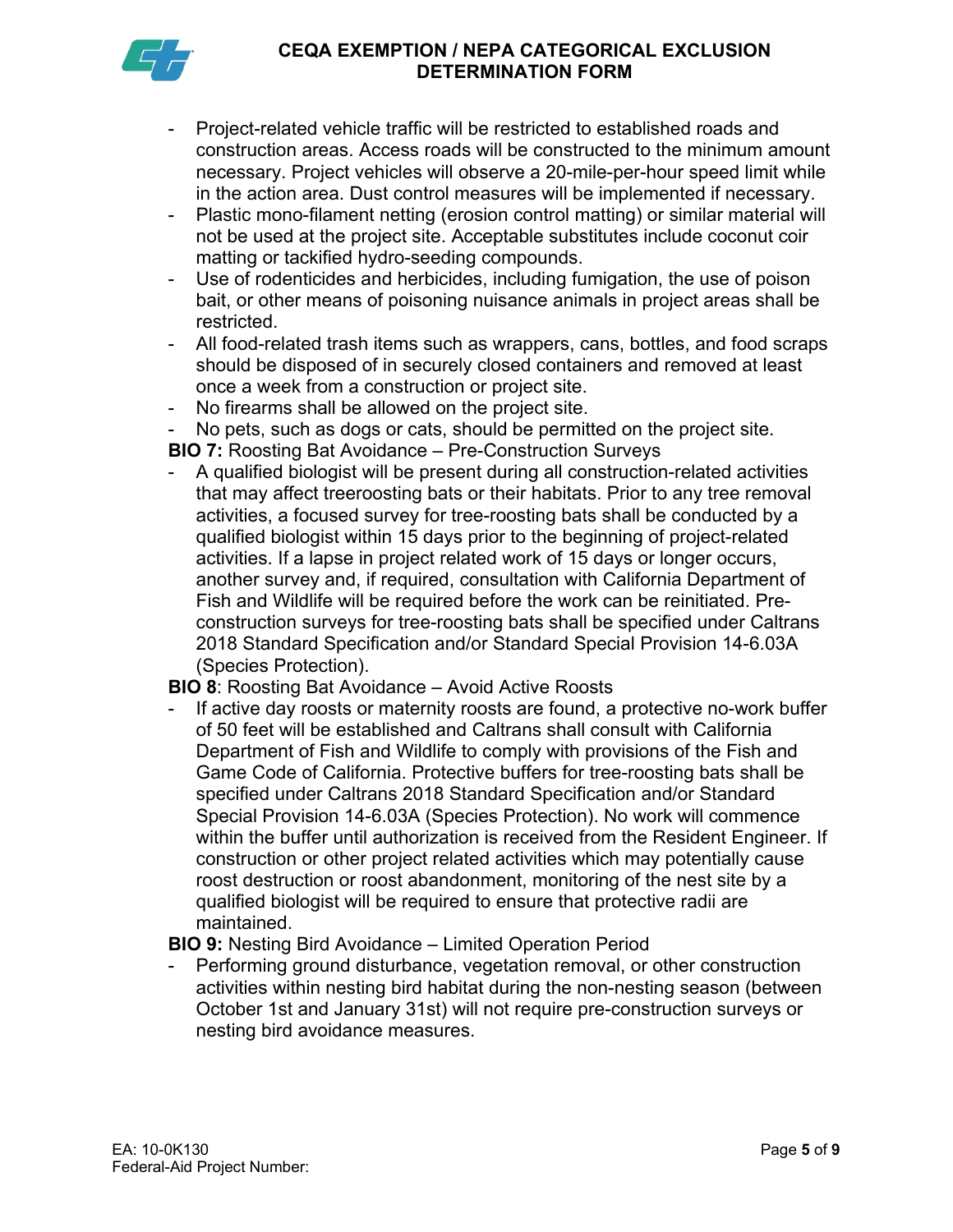- Project-related vehicle traffic will be restricted to established roads and construction areas. Access roads will be constructed to the minimum amount necessary. Project vehicles will observe a 20-mile-per-hour speed limit while in the action area. Dust control measures will be implemented if necessary.
- Plastic mono-filament netting (erosion control matting) or similar material will not be used at the project site. Acceptable substitutes include coconut coir matting or tackified hydro-seeding compounds.
- Use of rodenticides and herbicides, including fumigation, the use of poison bait, or other means of poisoning nuisance animals in project areas shall be restricted.
- All food-related trash items such as wrappers, cans, bottles, and food scraps should be disposed of in securely closed containers and removed at least once a week from a construction or project site.
- No firearms shall be allowed on the project site.
- No pets, such as dogs or cats, should be permitted on the project site.

**BIO 7:** Roosting Bat Avoidance – Pre-Construction Surveys

- A qualified biologist will be present during all construction-related activities that may affect treeroosting bats or their habitats. Prior to any tree removal activities, a focused survey for tree-roosting bats shall be conducted by a qualified biologist within 15 days prior to the beginning of project-related activities. If a lapse in project related work of 15 days or longer occurs, another survey and, if required, consultation with California Department of Fish and Wildlife will be required before the work can be reinitiated. Pre-construction surveys for tree-roosting bats shall be specified under Caltrans 2018 Standard Specification and/or Standard Special Provision 14-6.03A (Species Protection).

**BIO 8**: Roosting Bat Avoidance – Avoid Active Roosts

- If active day roosts or maternity roosts are found, a protective no-work buffer of 50 feet will be established and Caltrans shall consult with California Department of Fish and Wildlife to comply with provisions of the Fish and Game Code of California. Protective buffers for tree-roosting bats shall be specified under Caltrans 2018 Standard Specification and/or Standard Special Provision 14-6.03A (Species Protection). No work will commence within the buffer until authorization is received from the Resident Engineer. If construction or other project related activities which may potentially cause roost destruction or roost abandonment, monitoring of the nest site by a qualified biologist will be required to ensure that protective radii are maintained.

**BIO 9:** Nesting Bird Avoidance – Limited Operation Period

- Performing ground disturbance, vegetation removal, or other construction activities within nesting bird habitat during the non-nesting season (between October 1st and January 31st) will not require pre-construction surveys or nesting bird avoidance measures.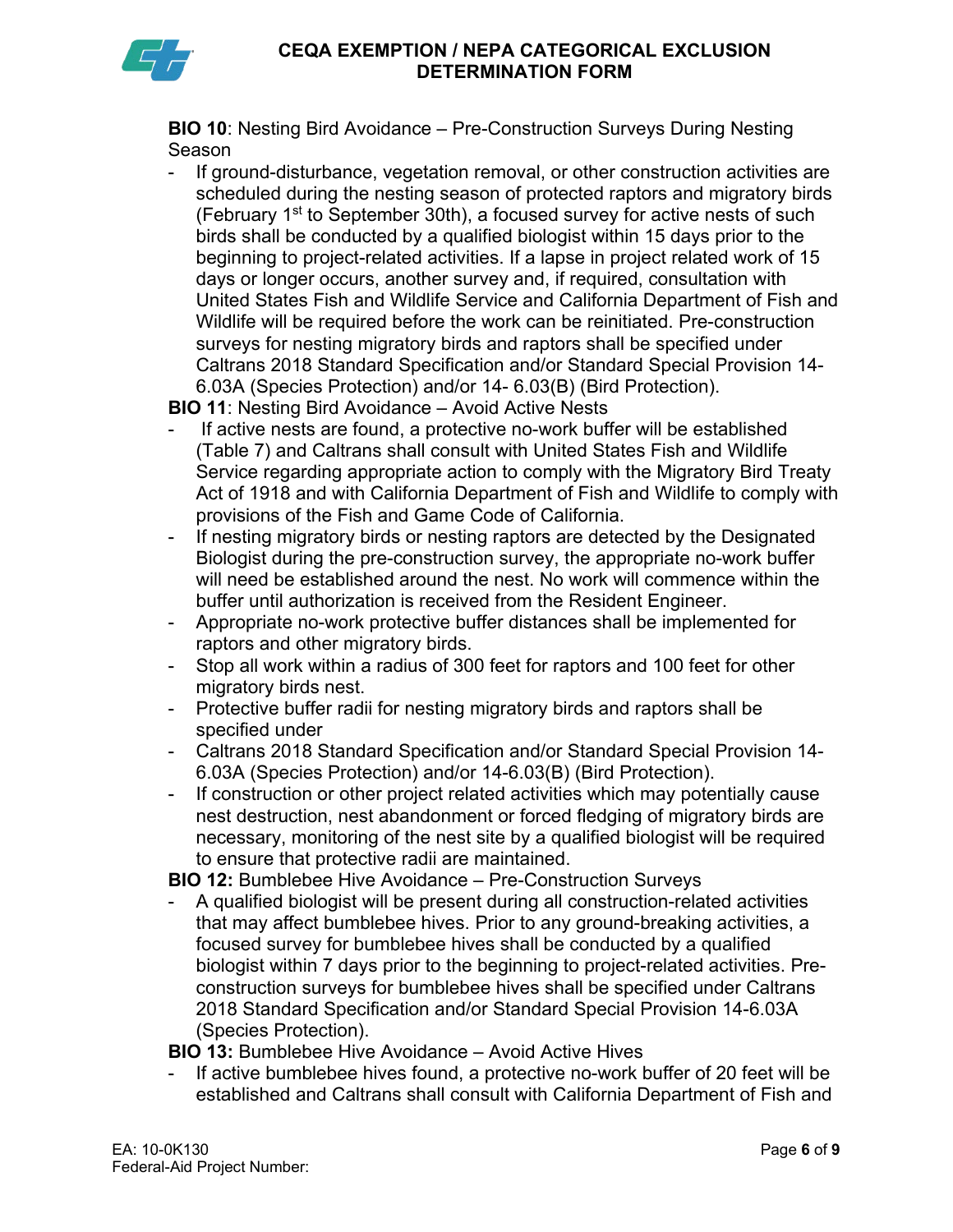**BIO 10**: Nesting Bird Avoidance – Pre-Construction Surveys During Nesting Season

- If ground-disturbance, vegetation removal, or other construction activities are scheduled during the nesting season of protected raptors and migratory birds (February 1st to September 30th), a focused survey for active nests of such birds shall be conducted by a qualified biologist within 15 days prior to the beginning to project-related activities. If a lapse in project related work of 15 days or longer occurs, another survey and, if required, consultation with United States Fish and Wildlife Service and California Department of Fish and Wildlife will be required before the work can be reinitiated. Pre-construction surveys for nesting migratory birds and raptors shall be specified under Caltrans 2018 Standard Specification and/or Standard Special Provision 14-6.03A (Species Protection) and/or 14- 6.03(B) (Bird Protection).

**BIO 11**: Nesting Bird Avoidance – Avoid Active Nests

- If active nests are found, a protective no-work buffer will be established (Table 7) and Caltrans shall consult with United States Fish and Wildlife Service regarding appropriate action to comply with the Migratory Bird Treaty Act of 1918 and with California Department of Fish and Wildlife to comply with provisions of the Fish and Game Code of California.
- If nesting migratory birds or nesting raptors are detected by the Designated Biologist during the pre-construction survey, the appropriate no-work buffer will need be established around the nest. No work will commence within the buffer until authorization is received from the Resident Engineer.
- Appropriate no-work protective buffer distances shall be implemented for raptors and other migratory birds.
- Stop all work within a radius of 300 feet for raptors and 100 feet for other migratory birds nest.
- Protective buffer radii for nesting migratory birds and raptors shall be specified under
- Caltrans 2018 Standard Specification and/or Standard Special Provision 14-6.03A (Species Protection) and/or 14-6.03(B) (Bird Protection).
- If construction or other project related activities which may potentially cause nest destruction, nest abandonment or forced fledging of migratory birds are necessary, monitoring of the nest site by a qualified biologist will be required to ensure that protective radii are maintained.

**BIO 12:** Bumblebee Hive Avoidance – Pre-Construction Surveys

- A qualified biologist will be present during all construction-related activities that may affect bumblebee hives. Prior to any ground-breaking activities, a focused survey for bumblebee hives shall be conducted by a qualified biologist within 7 days prior to the beginning to project-related activities. Pre-construction surveys for bumblebee hives shall be specified under Caltrans 2018 Standard Specification and/or Standard Special Provision 14-6.03A (Species Protection).

**BIO 13:** Bumblebee Hive Avoidance – Avoid Active Hives

- If active bumblebee hives found, a protective no-work buffer of 20 feet will be established and Caltrans shall consult with California Department of Fish and

EA: 10-0K130
Federal-Aid Project Number: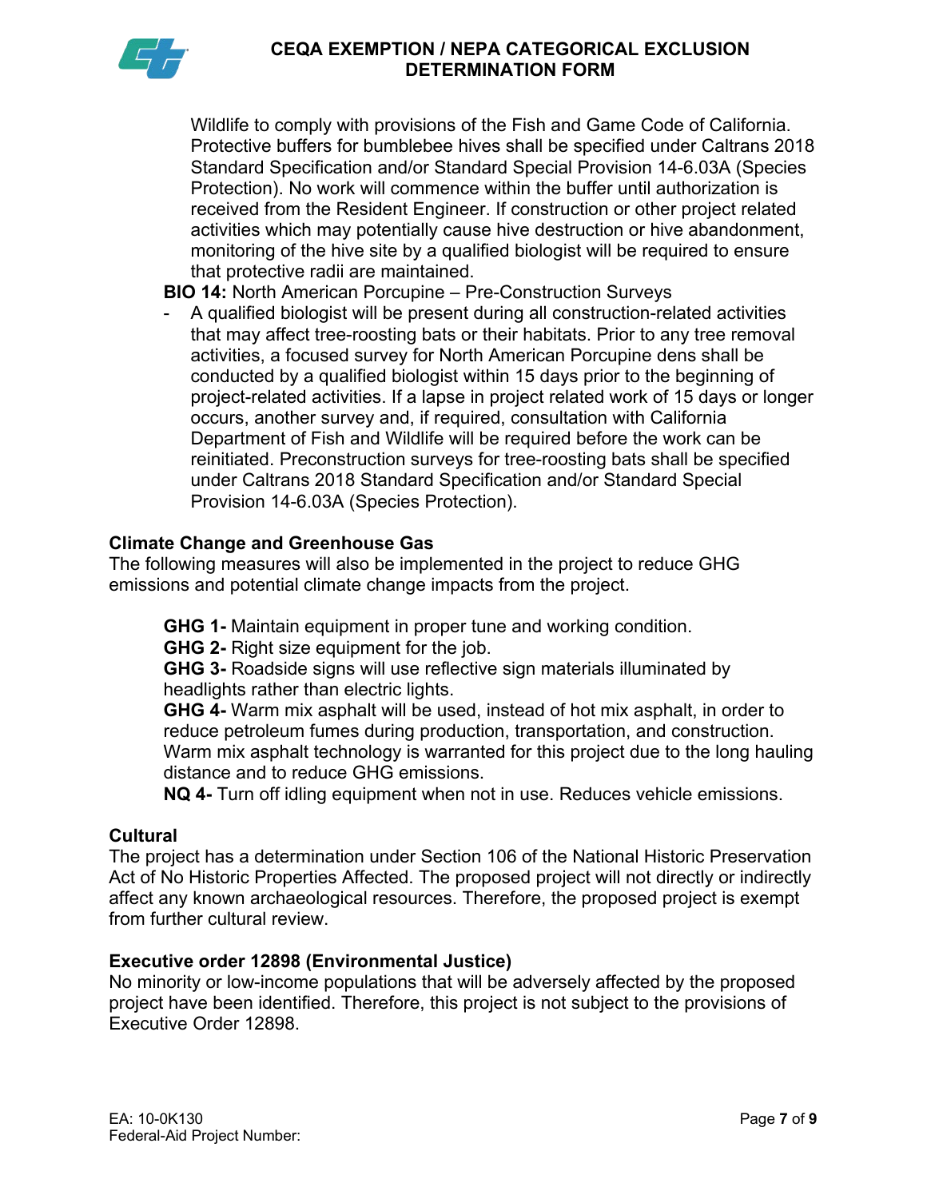Wildlife to comply with provisions of the Fish and Game Code of California. Protective buffers for bumblebee hives shall be specified under Caltrans 2018 Standard Specification and/or Standard Special Provision 14-6.03A (Species Protection). No work will commence within the buffer until authorization is received from the Resident Engineer. If construction or other project related activities which may potentially cause hive destruction or hive abandonment, monitoring of the hive site by a qualified biologist will be required to ensure that protective radii are maintained.

**BIO 14:** North American Porcupine – Pre-Construction Surveys

- A qualified biologist will be present during all construction-related activities that may affect tree-roosting bats or their habitats. Prior to any tree removal activities, a focused survey for North American Porcupine dens shall be conducted by a qualified biologist within 15 days prior to the beginning of project-related activities. If a lapse in project related work of 15 days or longer occurs, another survey and, if required, consultation with California Department of Fish and Wildlife will be required before the work can be reinitiated. Preconstruction surveys for tree-roosting bats shall be specified under Caltrans 2018 Standard Specification and/or Standard Special Provision 14-6.03A (Species Protection).

**Climate Change and Greenhouse Gas**

The following measures will also be implemented in the project to reduce GHG emissions and potential climate change impacts from the project.

**GHG 1-** Maintain equipment in proper tune and working condition.

**GHG 2-** Right size equipment for the job.

**GHG 3-** Roadside signs will use reflective sign materials illuminated by headlights rather than electric lights.

**GHG 4-** Warm mix asphalt will be used, instead of hot mix asphalt, in order to reduce petroleum fumes during production, transportation, and construction. Warm mix asphalt technology is warranted for this project due to the long hauling distance and to reduce GHG emissions.

**NQ 4-** Turn off idling equipment when not in use. Reduces vehicle emissions.

**Cultural**

The project has a determination under Section 106 of the National Historic Preservation Act of No Historic Properties Affected. The proposed project will not directly or indirectly affect any known archaeological resources. Therefore, the proposed project is exempt from further cultural review.

**Executive order 12898 (Environmental Justice)**

No minority or low-income populations that will be adversely affected by the proposed project have been identified. Therefore, this project is not subject to the provisions of Executive Order 12898.

EA: 10-0K130
Federal-Aid Project Number: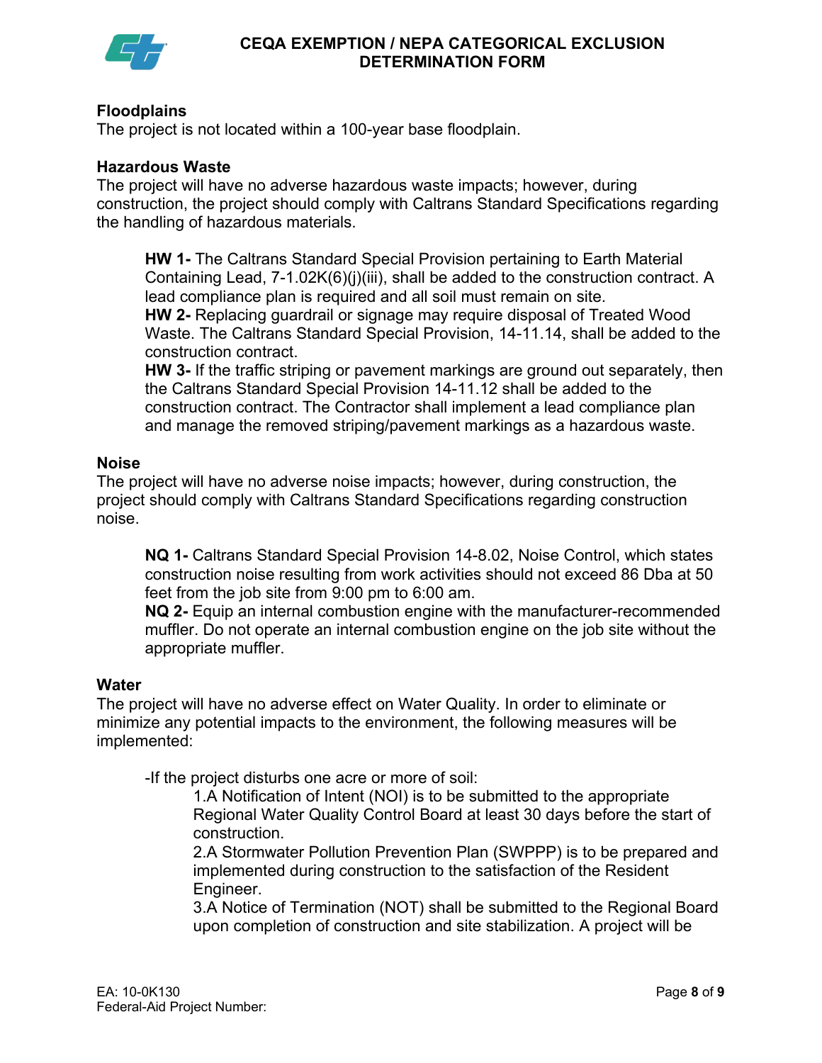### Floodplains

The project is not located within a 100-year base floodplain.

### Hazardous Waste

The project will have no adverse hazardous waste impacts; however, during construction, the project should comply with Caltrans Standard Specifications regarding the handling of hazardous materials.

> **HW 1-** The Caltrans Standard Special Provision pertaining to Earth Material Containing Lead, 7-1.02K(6)(j)(iii), shall be added to the construction contract. A lead compliance plan is required and all soil must remain on site.
>
> **HW 2-** Replacing guardrail or signage may require disposal of Treated Wood Waste. The Caltrans Standard Special Provision, 14-11.14, shall be added to the construction contract.
>
> **HW 3-** If the traffic striping or pavement markings are ground out separately, then the Caltrans Standard Special Provision 14-11.12 shall be added to the construction contract. The Contractor shall implement a lead compliance plan and manage the removed striping/pavement markings as a hazardous waste.

### Noise

The project will have no adverse noise impacts; however, during construction, the project should comply with Caltrans Standard Specifications regarding construction noise.

> **NQ 1-** Caltrans Standard Special Provision 14-8.02, Noise Control, which states construction noise resulting from work activities should not exceed 86 Dba at 50 feet from the job site from 9:00 pm to 6:00 am.
>
> **NQ 2-** Equip an internal combustion engine with the manufacturer-recommended muffler. Do not operate an internal combustion engine on the job site without the appropriate muffler.

### Water

The project will have no adverse effect on Water Quality. In order to eliminate or minimize any potential impacts to the environment, the following measures will be implemented:

-If the project disturbs one acre or more of soil:

1. A Notification of Intent (NOI) is to be submitted to the appropriate Regional Water Quality Control Board at least 30 days before the start of construction.
2. A Stormwater Pollution Prevention Plan (SWPPP) is to be prepared and implemented during construction to the satisfaction of the Resident Engineer.
3. A Notice of Termination (NOT) shall be submitted to the Regional Board upon completion of construction and site stabilization. A project will be

EA: 10-0K130
Federal-Aid Project Number: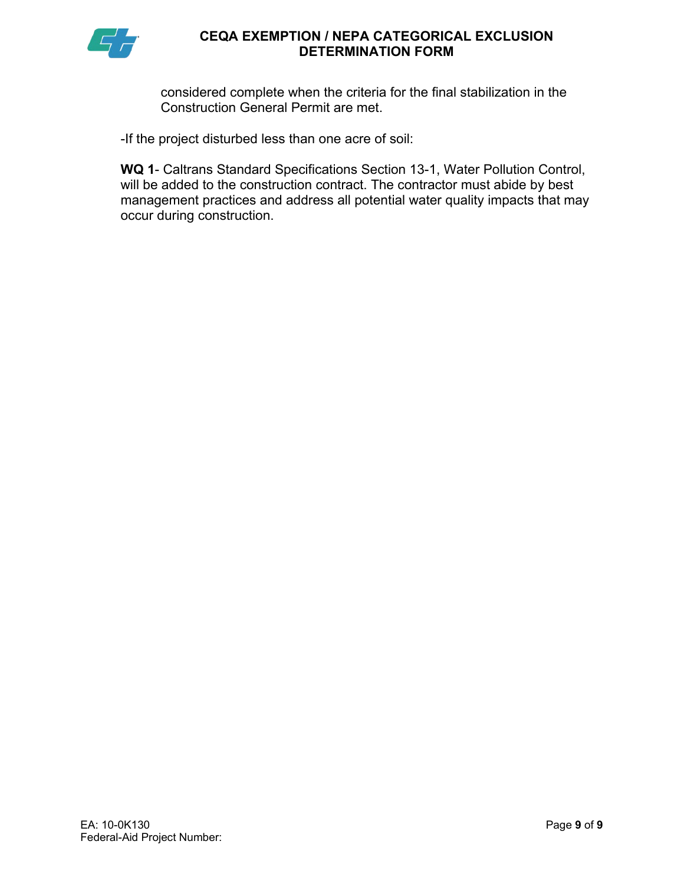considered complete when the criteria for the final stabilization in the Construction General Permit are met.

-If the project disturbed less than one acre of soil:

**WQ 1**- Caltrans Standard Specifications Section 13-1, Water Pollution Control, will be added to the construction contract. The contractor must abide by best management practices and address all potential water quality impacts that may occur during construction.